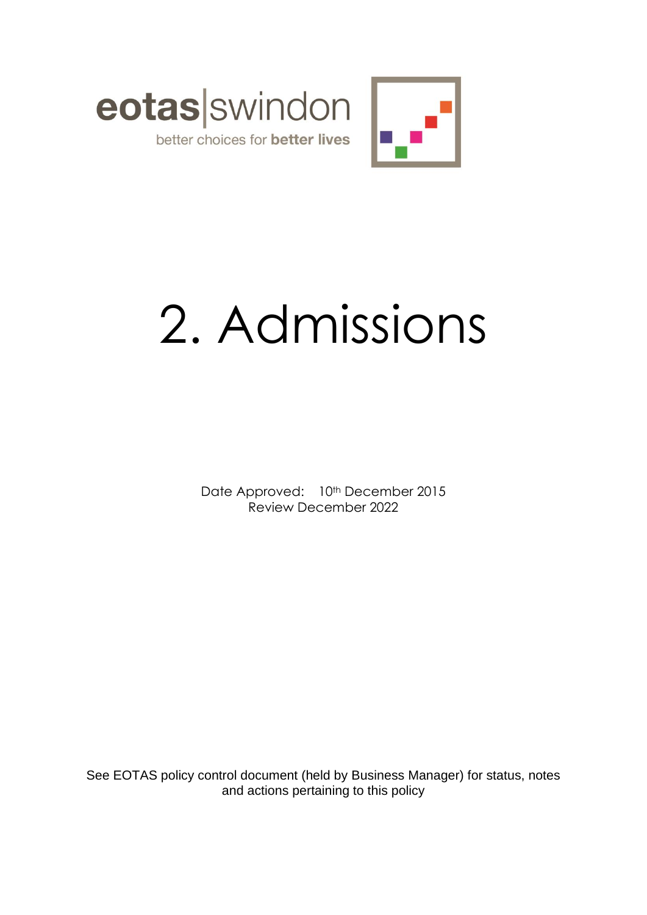eotas|swindon

better choices for **better lives**

# 2. Admissions

Date Approved: 10th December 2015
Review December 2022

See EOTAS policy control document (held by Business Manager) for status, notes and actions pertaining to this policy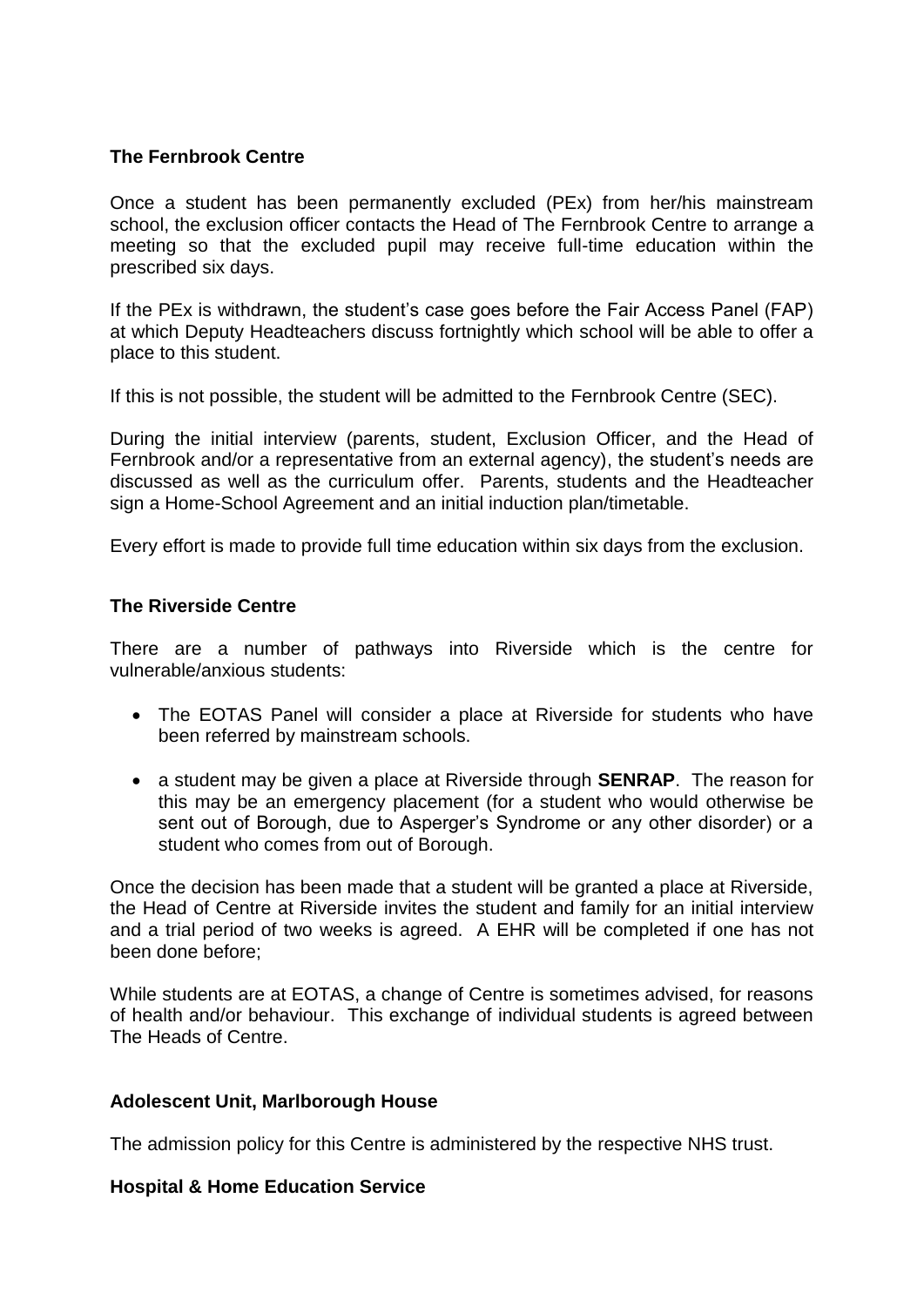**The Fernbrook Centre**

Once a student has been permanently excluded (PEx) from her/his mainstream school, the exclusion officer contacts the Head of The Fernbrook Centre to arrange a meeting so that the excluded pupil may receive full-time education within the prescribed six days.

If the PEx is withdrawn, the student's case goes before the Fair Access Panel (FAP) at which Deputy Headteachers discuss fortnightly which school will be able to offer a place to this student.

If this is not possible, the student will be admitted to the Fernbrook Centre (SEC).

During the initial interview (parents, student, Exclusion Officer, and the Head of Fernbrook and/or a representative from an external agency), the student's needs are discussed as well as the curriculum offer. Parents, students and the Headteacher sign a Home-School Agreement and an initial induction plan/timetable.

Every effort is made to provide full time education within six days from the exclusion.

**The Riverside Centre**

There are a number of pathways into Riverside which is the centre for vulnerable/anxious students:

- The EOTAS Panel will consider a place at Riverside for students who have been referred by mainstream schools.
- a student may be given a place at Riverside through **SENRAP**. The reason for this may be an emergency placement (for a student who would otherwise be sent out of Borough, due to Asperger's Syndrome or any other disorder) or a student who comes from out of Borough.

Once the decision has been made that a student will be granted a place at Riverside, the Head of Centre at Riverside invites the student and family for an initial interview and a trial period of two weeks is agreed. A EHR will be completed if one has not been done before;

While students are at EOTAS, a change of Centre is sometimes advised, for reasons of health and/or behaviour. This exchange of individual students is agreed between The Heads of Centre.

**Adolescent Unit, Marlborough House**

The admission policy for this Centre is administered by the respective NHS trust.

**Hospital & Home Education Service**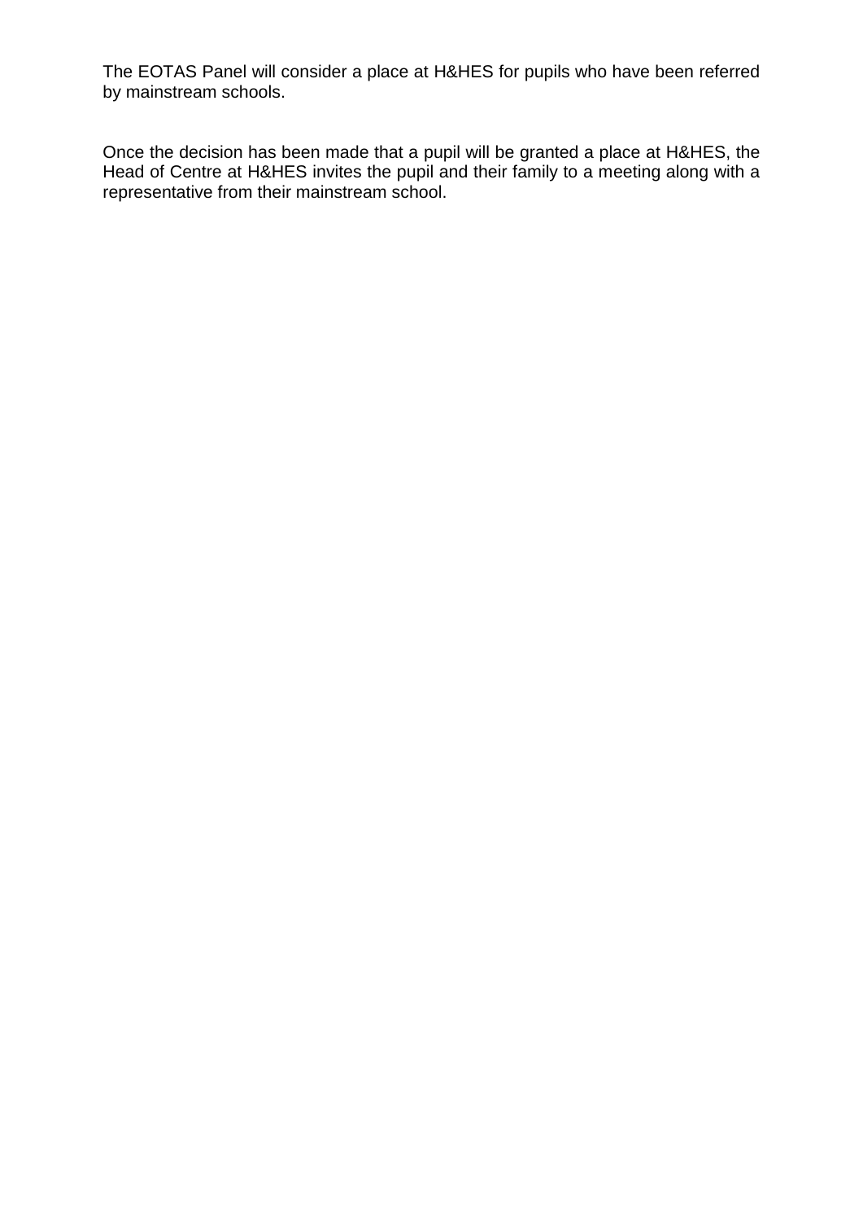The EOTAS Panel will consider a place at H&HES for pupils who have been referred by mainstream schools.

Once the decision has been made that a pupil will be granted a place at H&HES, the Head of Centre at H&HES invites the pupil and their family to a meeting along with a representative from their mainstream school.